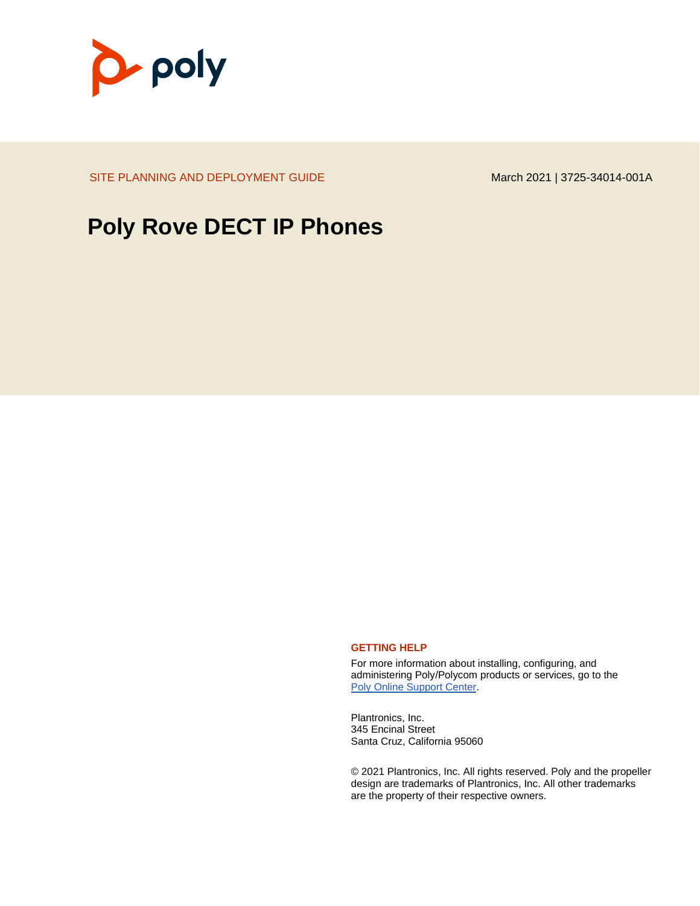SITE PLANNING AND DEPLOYMENT GUIDE

March 2021 | 3725-34014-001A

# Poly Rove DECT IP Phones

**GETTING HELP**

For more information about installing, configuring, and administering Poly/Polycom products or services, go to the Poly Online Support Center.

Plantronics, Inc.
345 Encinal Street
Santa Cruz, California 95060

© 2021 Plantronics, Inc. All rights reserved. Poly and the propeller design are trademarks of Plantronics, Inc. All other trademarks are the property of their respective owners.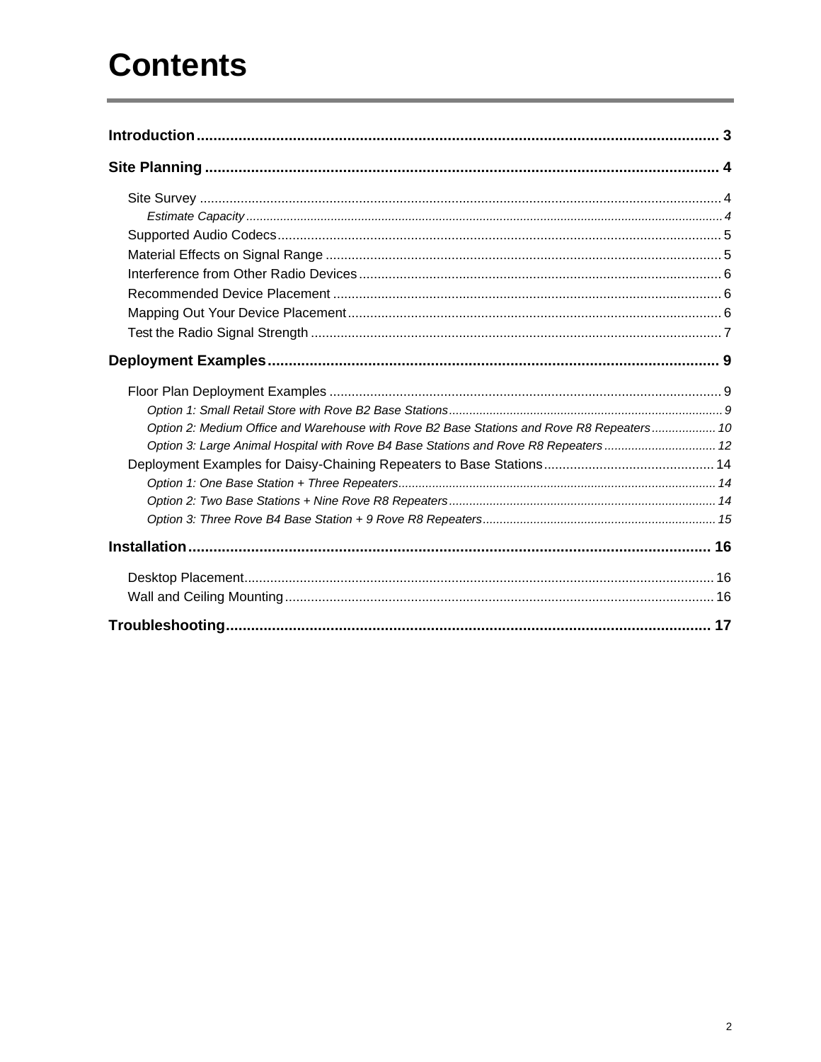# Contents

**Introduction** ..... 3

**Site Planning** ..... 4

- Site Survey ..... 4
  - *Estimate Capacity* ..... 4
- Supported Audio Codecs ..... 5
- Material Effects on Signal Range ..... 5
- Interference from Other Radio Devices ..... 6
- Recommended Device Placement ..... 6
- Mapping Out Your Device Placement ..... 6
- Test the Radio Signal Strength ..... 7

**Deployment Examples** ..... 9

- Floor Plan Deployment Examples ..... 9
  - *Option 1: Small Retail Store with Rove B2 Base Stations* ..... 9
  - *Option 2: Medium Office and Warehouse with Rove B2 Base Stations and Rove R8 Repeaters* ..... 10
  - *Option 3: Large Animal Hospital with Rove B4 Base Stations and Rove R8 Repeaters* ..... 12
- Deployment Examples for Daisy-Chaining Repeaters to Base Stations ..... 14
  - *Option 1: One Base Station + Three Repeaters* ..... 14
  - *Option 2: Two Base Stations + Nine Rove R8 Repeaters* ..... 14
  - *Option 3: Three Rove B4 Base Station + 9 Rove R8 Repeaters* ..... 15

**Installation** ..... 16

- Desktop Placement ..... 16
- Wall and Ceiling Mounting ..... 16

**Troubleshooting** ..... 17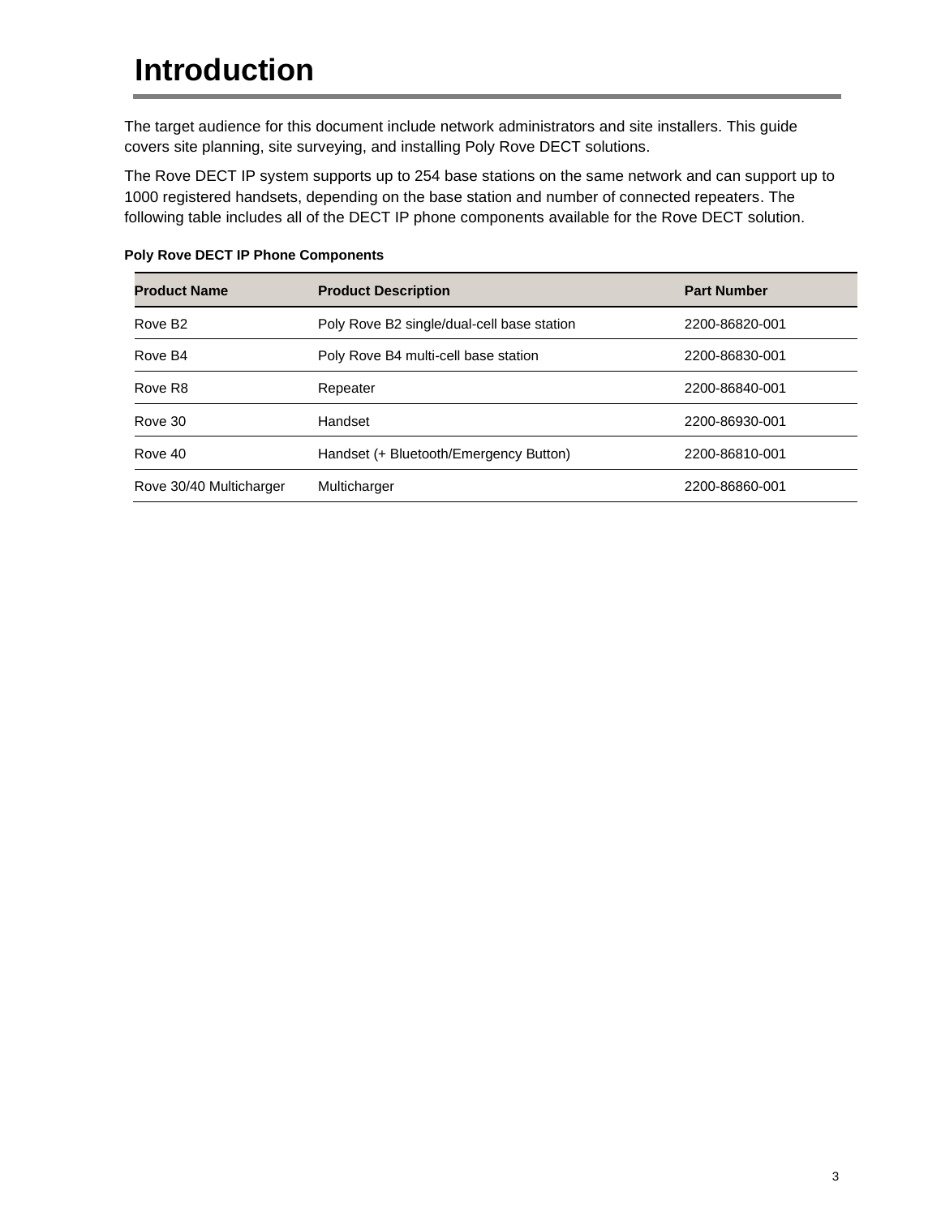# Introduction

The target audience for this document include network administrators and site installers. This guide covers site planning, site surveying, and installing Poly Rove DECT solutions.

The Rove DECT IP system supports up to 254 base stations on the same network and can support up to 1000 registered handsets, depending on the base station and number of connected repeaters. The following table includes all of the DECT IP phone components available for the Rove DECT solution.

**Poly Rove DECT IP Phone Components**

| Product Name | Product Description | Part Number |
|---|---|---|
| Rove B2 | Poly Rove B2 single/dual-cell base station | 2200-86820-001 |
| Rove B4 | Poly Rove B4 multi-cell base station | 2200-86830-001 |
| Rove R8 | Repeater | 2200-86840-001 |
| Rove 30 | Handset | 2200-86930-001 |
| Rove 40 | Handset (+ Bluetooth/Emergency Button) | 2200-86810-001 |
| Rove 30/40 Multicharger | Multicharger | 2200-86860-001 |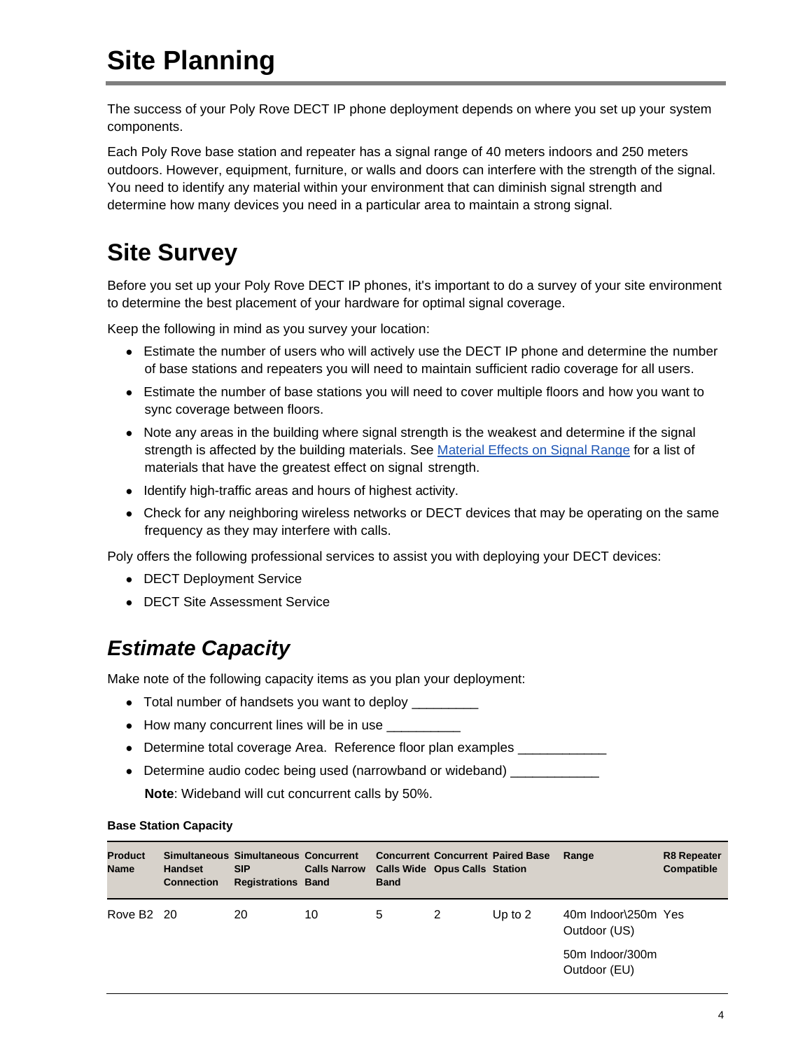# Site Planning

The success of your Poly Rove DECT IP phone deployment depends on where you set up your system components.

Each Poly Rove base station and repeater has a signal range of 40 meters indoors and 250 meters outdoors. However, equipment, furniture, or walls and doors can interfere with the strength of the signal. You need to identify any material within your environment that can diminish signal strength and determine how many devices you need in a particular area to maintain a strong signal.

## Site Survey

Before you set up your Poly Rove DECT IP phones, it's important to do a survey of your site environment to determine the best placement of your hardware for optimal signal coverage.

Keep the following in mind as you survey your location:

- Estimate the number of users who will actively use the DECT IP phone and determine the number of base stations and repeaters you will need to maintain sufficient radio coverage for all users.
- Estimate the number of base stations you will need to cover multiple floors and how you want to sync coverage between floors.
- Note any areas in the building where signal strength is the weakest and determine if the signal strength is affected by the building materials. See Material Effects on Signal Range for a list of materials that have the greatest effect on signal strength.
- Identify high-traffic areas and hours of highest activity.
- Check for any neighboring wireless networks or DECT devices that may be operating on the same frequency as they may interfere with calls.

Poly offers the following professional services to assist you with deploying your DECT devices:

- DECT Deployment Service
- DECT Site Assessment Service

### *Estimate Capacity*

Make note of the following capacity items as you plan your deployment:

- Total number of handsets you want to deploy _________
- How many concurrent lines will be in use __________
- Determine total coverage Area. Reference floor plan examples ____________
- Determine audio codec being used (narrowband or wideband) ____________

  **Note**: Wideband will cut concurrent calls by 50%.

**Base Station Capacity**

| Product Name | Simultaneous Handset Connection | Simultaneous SIP Registrations | Concurrent Calls Narrow Band | Concurrent Calls Wide Band | Concurrent Opus Calls | Paired Base Station | Range | R8 Repeater Compatible |
|---|---|---|---|---|---|---|---|---|
| Rove B2 | 20 | 20 | 10 | 5 | 2 | Up to 2 | 40m Indoor\250m Outdoor (US)<br><br>50m Indoor/300m Outdoor (EU) | Yes |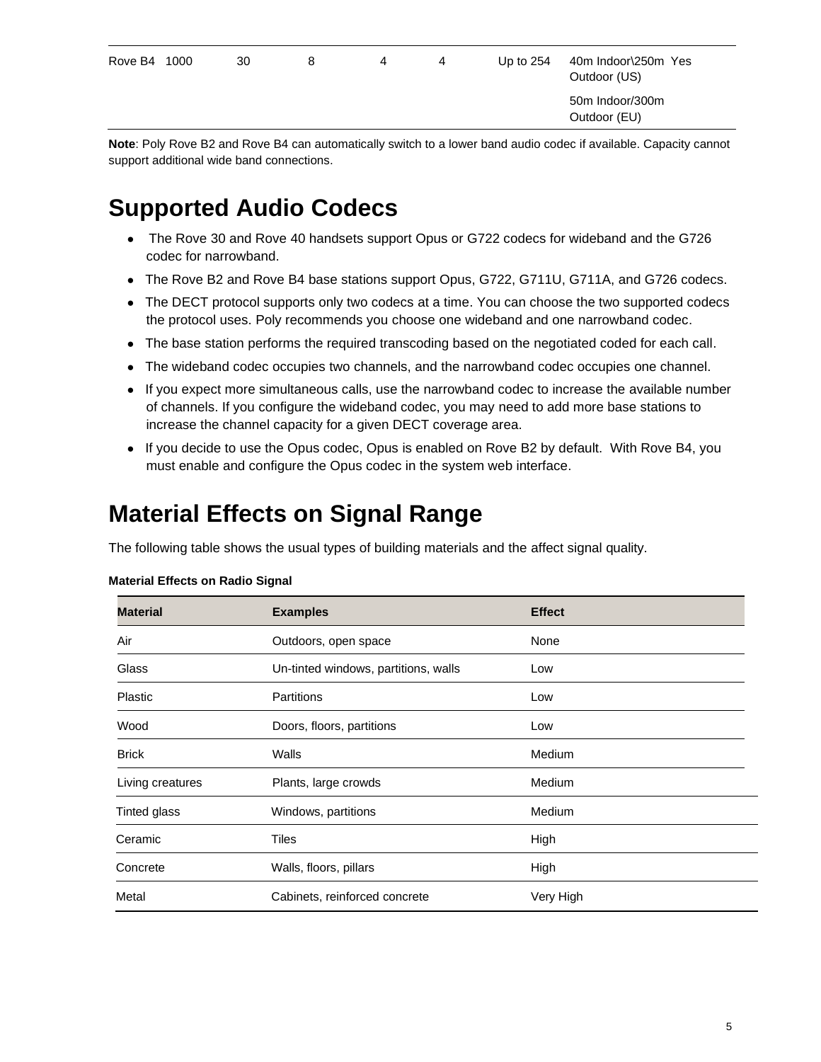| Rove B4 | 1000 | 30 | 8 | 4 | 4 | Up to 254 | 40m Indoor\250m Outdoor (US)<br><br>50m Indoor/300m Outdoor (EU) | Yes |
|---|---|---|---|---|---|---|---|---|

**Note**: Poly Rove B2 and Rove B4 can automatically switch to a lower band audio codec if available. Capacity cannot support additional wide band connections.

# Supported Audio Codecs

- The Rove 30 and Rove 40 handsets support Opus or G722 codecs for wideband and the G726 codec for narrowband.
- The Rove B2 and Rove B4 base stations support Opus, G722, G711U, G711A, and G726 codecs.
- The DECT protocol supports only two codecs at a time. You can choose the two supported codecs the protocol uses. Poly recommends you choose one wideband and one narrowband codec.
- The base station performs the required transcoding based on the negotiated coded for each call.
- The wideband codec occupies two channels, and the narrowband codec occupies one channel.
- If you expect more simultaneous calls, use the narrowband codec to increase the available number of channels. If you configure the wideband codec, you may need to add more base stations to increase the channel capacity for a given DECT coverage area.
- If you decide to use the Opus codec, Opus is enabled on Rove B2 by default. With Rove B4, you must enable and configure the Opus codec in the system web interface.

# Material Effects on Signal Range

The following table shows the usual types of building materials and the affect signal quality.

**Material Effects on Radio Signal**

| Material | Examples | Effect |
|---|---|---|
| Air | Outdoors, open space | None |
| Glass | Un-tinted windows, partitions, walls | Low |
| Plastic | Partitions | Low |
| Wood | Doors, floors, partitions | Low |
| Brick | Walls | Medium |
| Living creatures | Plants, large crowds | Medium |
| Tinted glass | Windows, partitions | Medium |
| Ceramic | Tiles | High |
| Concrete | Walls, floors, pillars | High |
| Metal | Cabinets, reinforced concrete | Very High |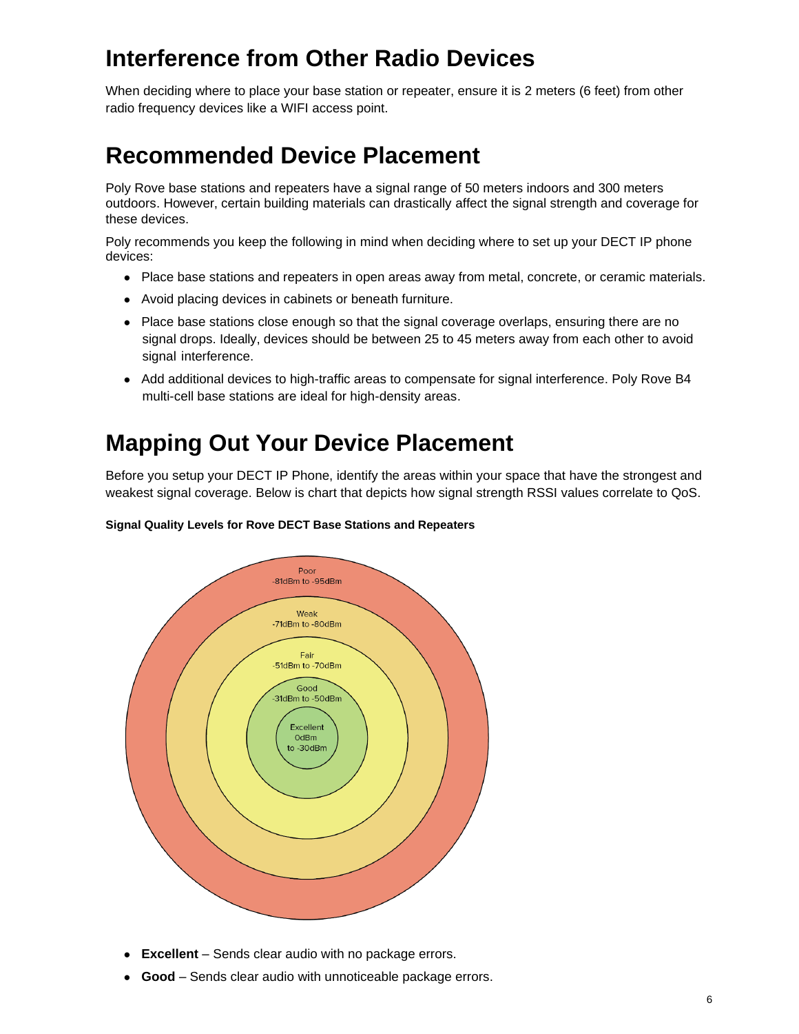## Interference from Other Radio Devices

When deciding where to place your base station or repeater, ensure it is 2 meters (6 feet) from other radio frequency devices like a WIFI access point.

## Recommended Device Placement

Poly Rove base stations and repeaters have a signal range of 50 meters indoors and 300 meters outdoors. However, certain building materials can drastically affect the signal strength and coverage for these devices.

Poly recommends you keep the following in mind when deciding where to set up your DECT IP phone devices:

- Place base stations and repeaters in open areas away from metal, concrete, or ceramic materials.
- Avoid placing devices in cabinets or beneath furniture.
- Place base stations close enough so that the signal coverage overlaps, ensuring there are no signal drops. Ideally, devices should be between 25 to 45 meters away from each other to avoid signal interference.
- Add additional devices to high-traffic areas to compensate for signal interference. Poly Rove B4 multi-cell base stations are ideal for high-density areas.

## Mapping Out Your Device Placement

Before you setup your DECT IP Phone, identify the areas within your space that have the strongest and weakest signal coverage. Below is chart that depicts how signal strength RSSI values correlate to QoS.

**Signal Quality Levels for Rove DECT Base Stations and Repeaters**

Poor
-81dBm to -95dBm

Weak
-71dBm to -80dBm

Fair
-51dBm to -70dBm

Good
-31dBm to -50dBm

Excellent
0dBm
to -30dBm

- **Excellent** – Sends clear audio with no package errors.
- **Good** – Sends clear audio with unnoticeable package errors.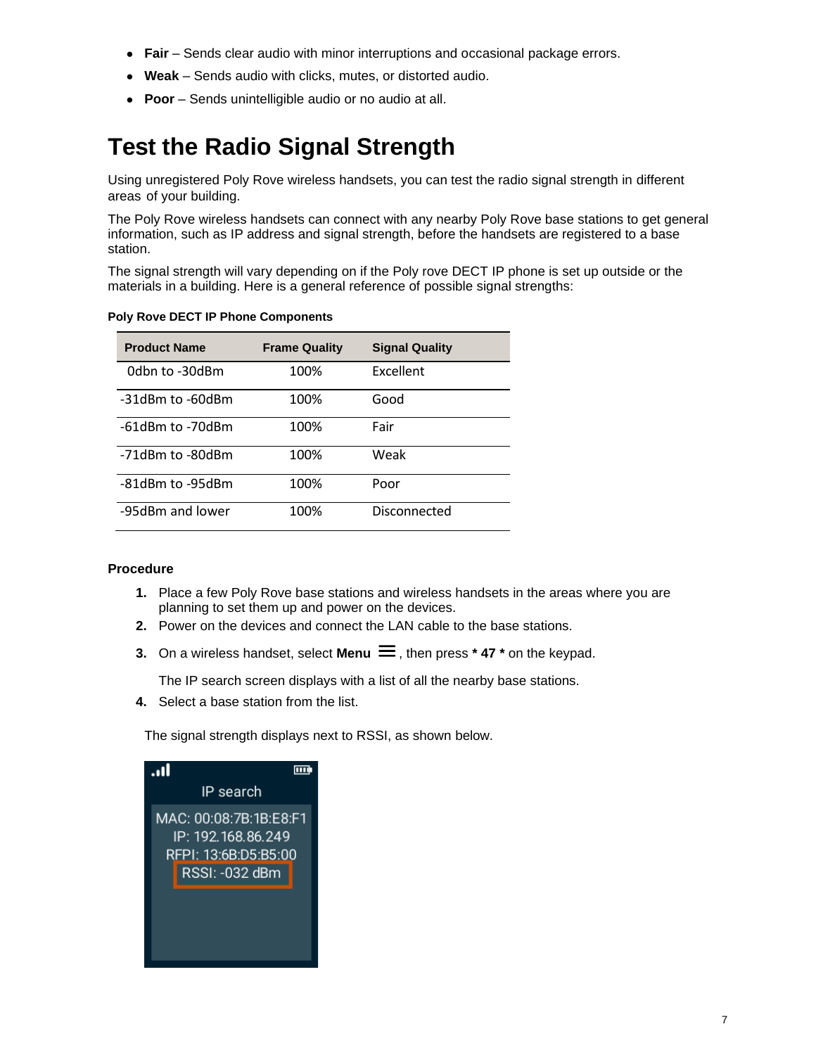- **Fair** – Sends clear audio with minor interruptions and occasional package errors.
- **Weak** – Sends audio with clicks, mutes, or distorted audio.
- **Poor** – Sends unintelligible audio or no audio at all.

# Test the Radio Signal Strength

Using unregistered Poly Rove wireless handsets, you can test the radio signal strength in different areas of your building.

The Poly Rove wireless handsets can connect with any nearby Poly Rove base stations to get general information, such as IP address and signal strength, before the handsets are registered to a base station.

The signal strength will vary depending on if the Poly rove DECT IP phone is set up outside or the materials in a building. Here is a general reference of possible signal strengths:

**Poly Rove DECT IP Phone Components**

| Product Name | Frame Quality | Signal Quality |
|---|---|---|
| 0dbn to -30dBm | 100% | Excellent |
| -31dBm to -60dBm | 100% | Good |
| -61dBm to -70dBm | 100% | Fair |
| -71dBm to -80dBm | 100% | Weak |
| -81dBm to -95dBm | 100% | Poor |
| -95dBm and lower | 100% | Disconnected |

**Procedure**

1. Place a few Poly Rove base stations and wireless handsets in the areas where you are planning to set them up and power on the devices.
2. Power on the devices and connect the LAN cable to the base stations.
3. On a wireless handset, select **Menu** ☰, then press **\* 47 \*** on the keypad.

   The IP search screen displays with a list of all the nearby base stations.
4. Select a base station from the list.

The signal strength displays next to RSSI, as shown below.

IP search

MAC: 00:08:7B:1B:E8:F1
IP: 192.168.86.249
RFPI: 13:6B:D5:B5:00
RSSI: -032 dBm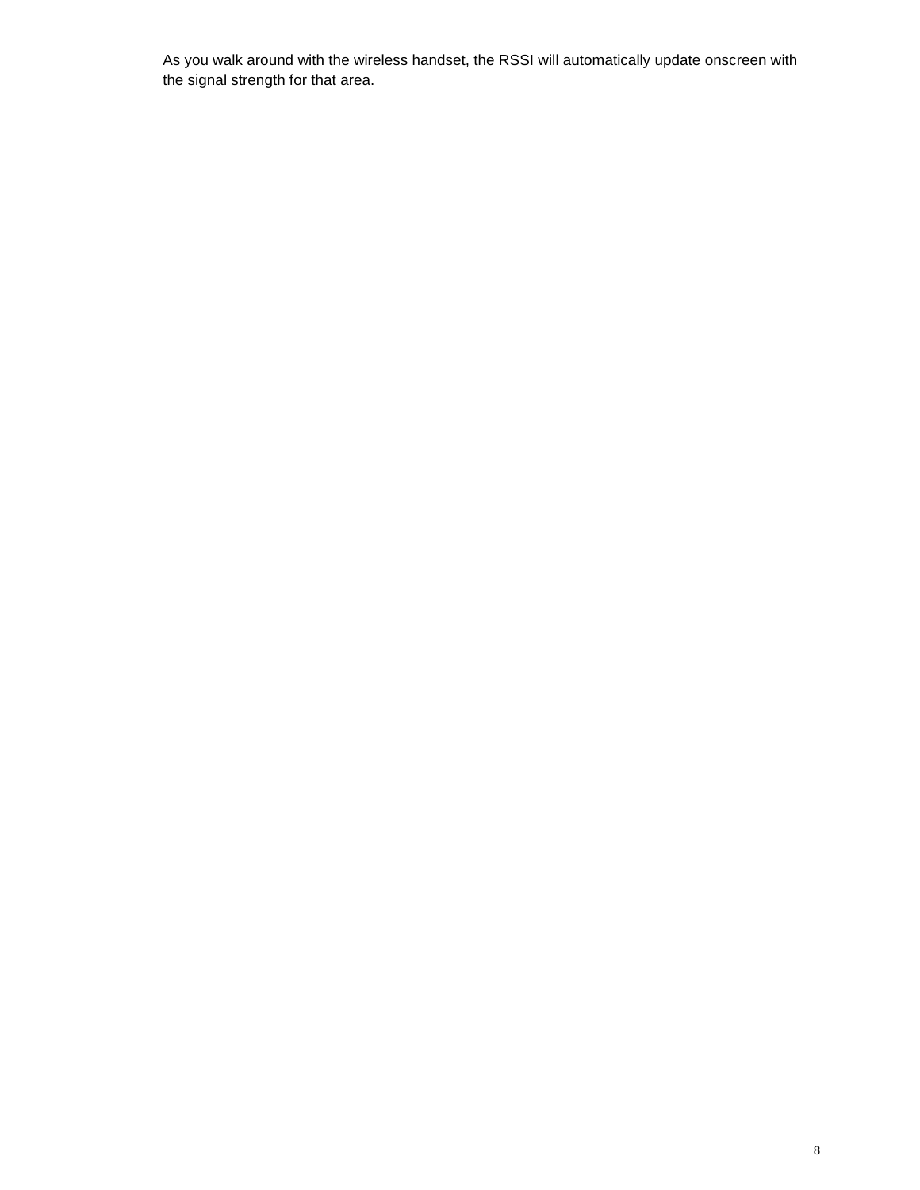As you walk around with the wireless handset, the RSSI will automatically update onscreen with the signal strength for that area.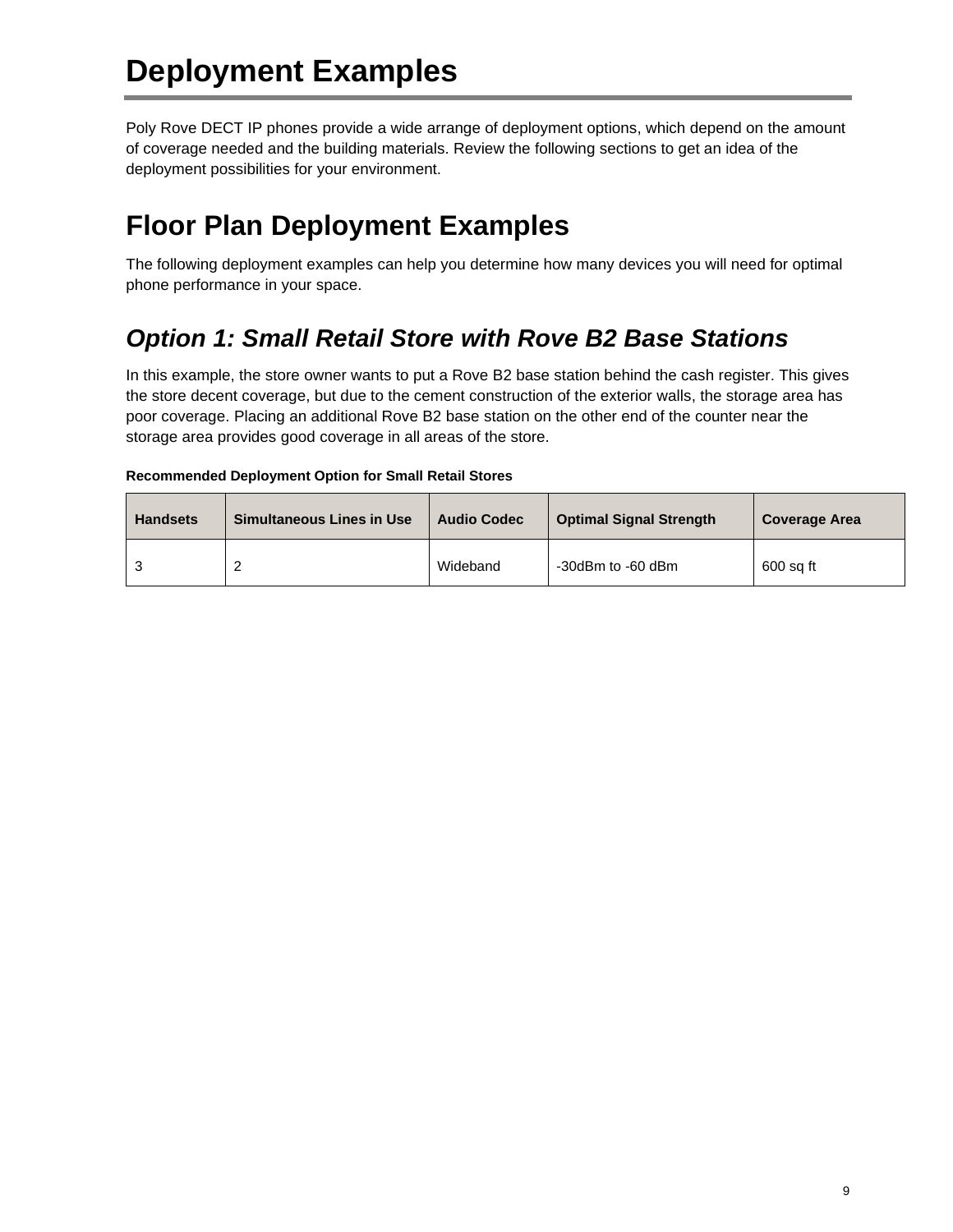# Deployment Examples

Poly Rove DECT IP phones provide a wide arrange of deployment options, which depend on the amount of coverage needed and the building materials. Review the following sections to get an idea of the deployment possibilities for your environment.

# Floor Plan Deployment Examples

The following deployment examples can help you determine how many devices you will need for optimal phone performance in your space.

## *Option 1: Small Retail Store with Rove B2 Base Stations*

In this example, the store owner wants to put a Rove B2 base station behind the cash register. This gives the store decent coverage, but due to the cement construction of the exterior walls, the storage area has poor coverage. Placing an additional Rove B2 base station on the other end of the counter near the storage area provides good coverage in all areas of the store.

**Recommended Deployment Option for Small Retail Stores**

| Handsets | Simultaneous Lines in Use | Audio Codec | Optimal Signal Strength | Coverage Area |
|---|---|---|---|---|
| 3 | 2 | Wideband | -30dBm to -60 dBm | 600 sq ft |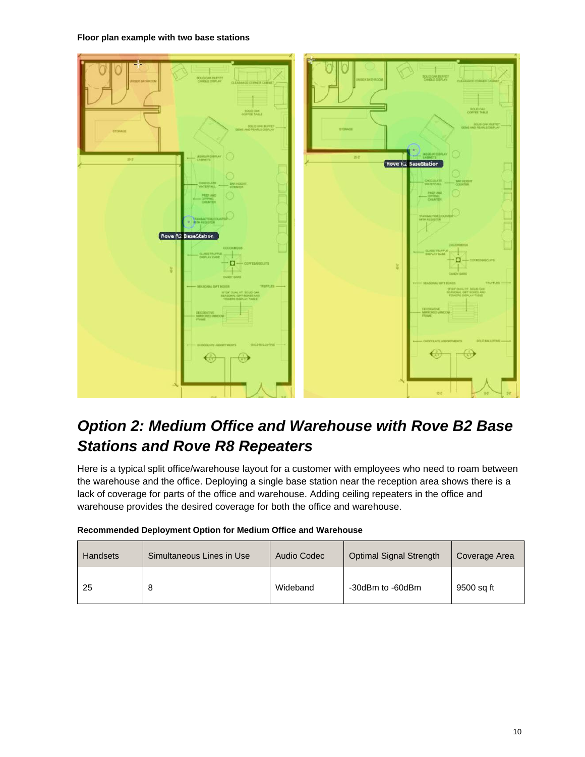**Floor plan example with two base stations**

## *Option 2: Medium Office and Warehouse with Rove B2 Base Stations and Rove R8 Repeaters*

Here is a typical split office/warehouse layout for a customer with employees who need to roam between the warehouse and the office. Deploying a single base station near the reception area shows there is a lack of coverage for parts of the office and warehouse. Adding ceiling repeaters in the office and warehouse provides the desired coverage for both the office and warehouse.

**Recommended Deployment Option for Medium Office and Warehouse**

| Handsets | Simultaneous Lines in Use | Audio Codec | Optimal Signal Strength | Coverage Area |
|---|---|---|---|---|
| 25 | 8 | Wideband | -30dBm to -60dBm | 9500 sq ft |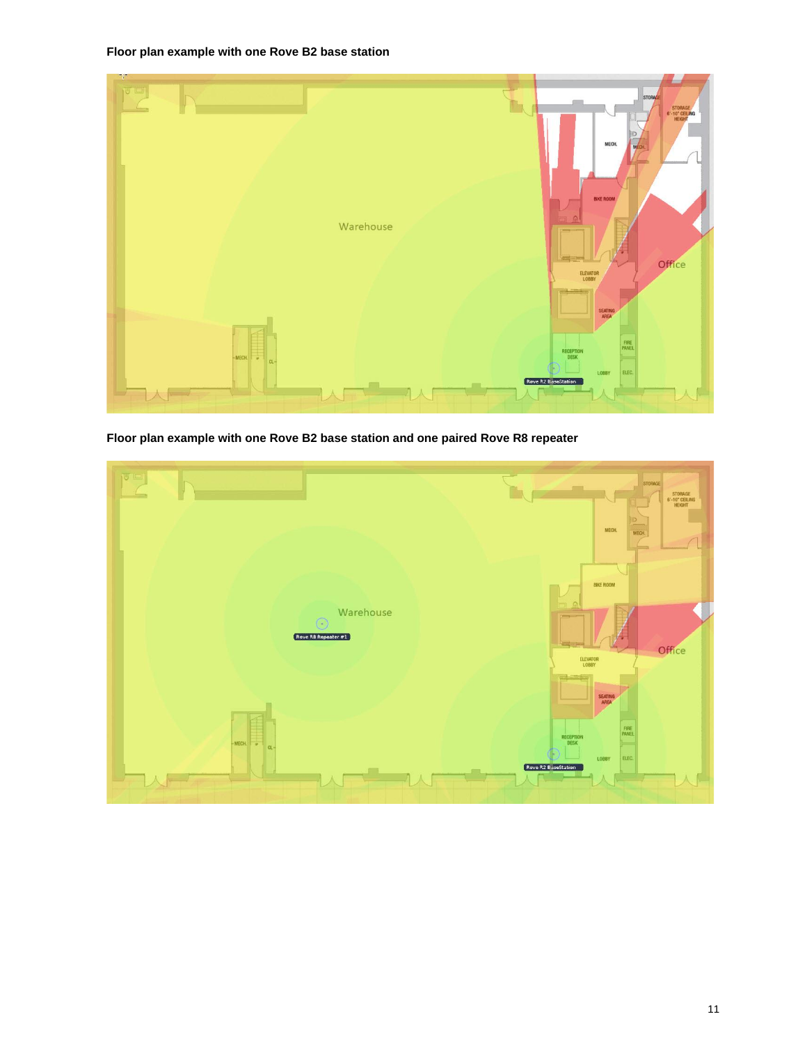**Floor plan example with one Rove B2 base station**

**Floor plan example with one Rove B2 base station and one paired Rove R8 repeater**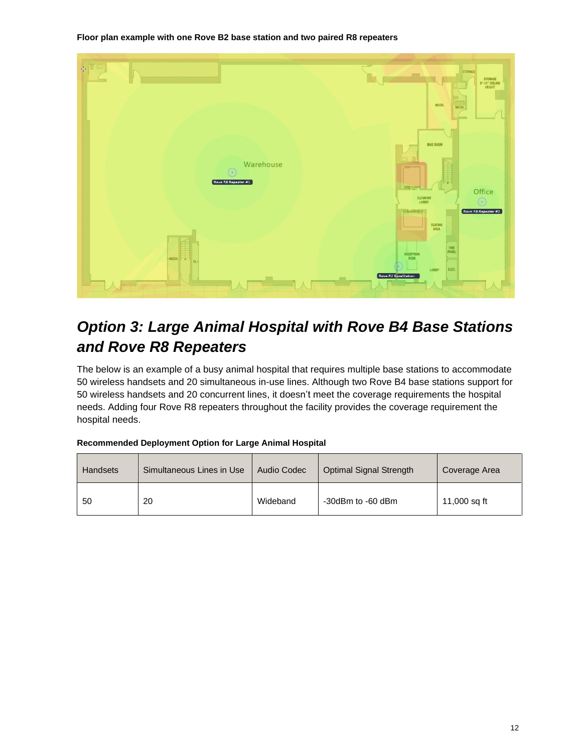**Floor plan example with one Rove B2 base station and two paired R8 repeaters**

## *Option 3: Large Animal Hospital with Rove B4 Base Stations and Rove R8 Repeaters*

The below is an example of a busy animal hospital that requires multiple base stations to accommodate 50 wireless handsets and 20 simultaneous in-use lines. Although two Rove B4 base stations support for 50 wireless handsets and 20 concurrent lines, it doesn't meet the coverage requirements the hospital needs. Adding four Rove R8 repeaters throughout the facility provides the coverage requirement the hospital needs.

**Recommended Deployment Option for Large Animal Hospital**

| Handsets | Simultaneous Lines in Use | Audio Codec | Optimal Signal Strength | Coverage Area |
|---|---|---|---|---|
| 50 | 20 | Wideband | -30dBm to -60 dBm | 11,000 sq ft |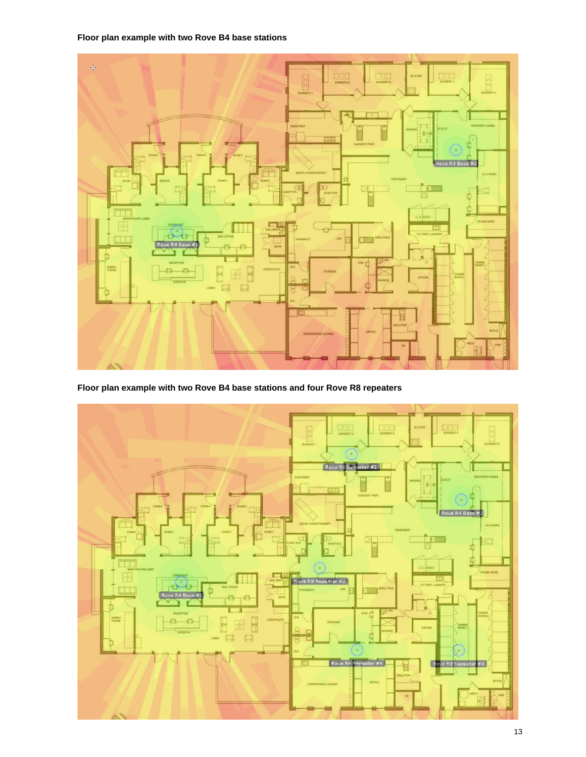**Floor plan example with two Rove B4 base stations**

**Floor plan example with two Rove B4 base stations and four Rove R8 repeaters**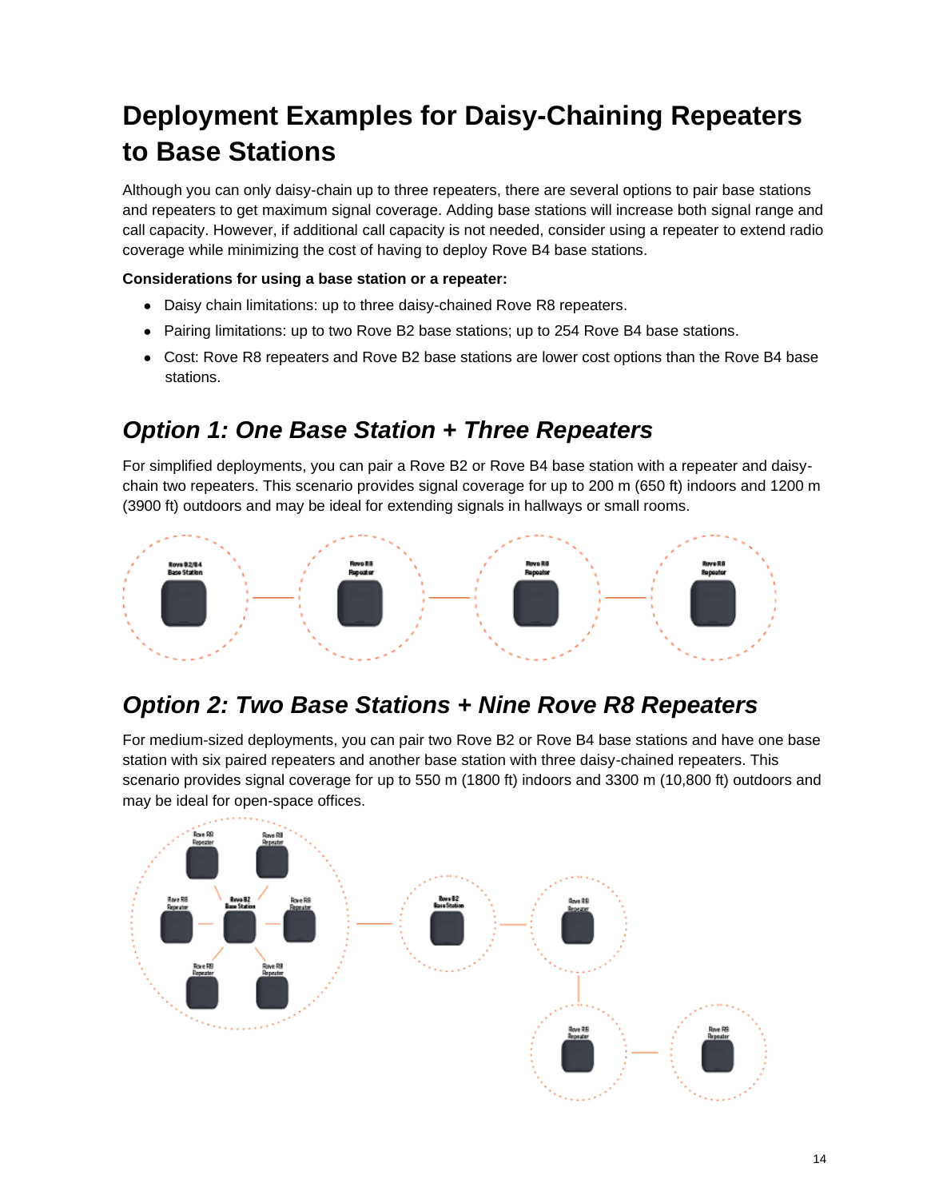# Deployment Examples for Daisy-Chaining Repeaters to Base Stations

Although you can only daisy-chain up to three repeaters, there are several options to pair base stations and repeaters to get maximum signal coverage. Adding base stations will increase both signal range and call capacity. However, if additional call capacity is not needed, consider using a repeater to extend radio coverage while minimizing the cost of having to deploy Rove B4 base stations.

**Considerations for using a base station or a repeater:**

- Daisy chain limitations: up to three daisy-chained Rove R8 repeaters.
- Pairing limitations: up to two Rove B2 base stations; up to 254 Rove B4 base stations.
- Cost: Rove R8 repeaters and Rove B2 base stations are lower cost options than the Rove B4 base stations.

## *Option 1: One Base Station + Three Repeaters*

For simplified deployments, you can pair a Rove B2 or Rove B4 base station with a repeater and daisy-chain two repeaters. This scenario provides signal coverage for up to 200 m (650 ft) indoors and 1200 m (3900 ft) outdoors and may be ideal for extending signals in hallways or small rooms.

## *Option 2: Two Base Stations + Nine Rove R8 Repeaters*

For medium-sized deployments, you can pair two Rove B2 or Rove B4 base stations and have one base station with six paired repeaters and another base station with three daisy-chained repeaters. This scenario provides signal coverage for up to 550 m (1800 ft) indoors and 3300 m (10,800 ft) outdoors and may be ideal for open-space offices.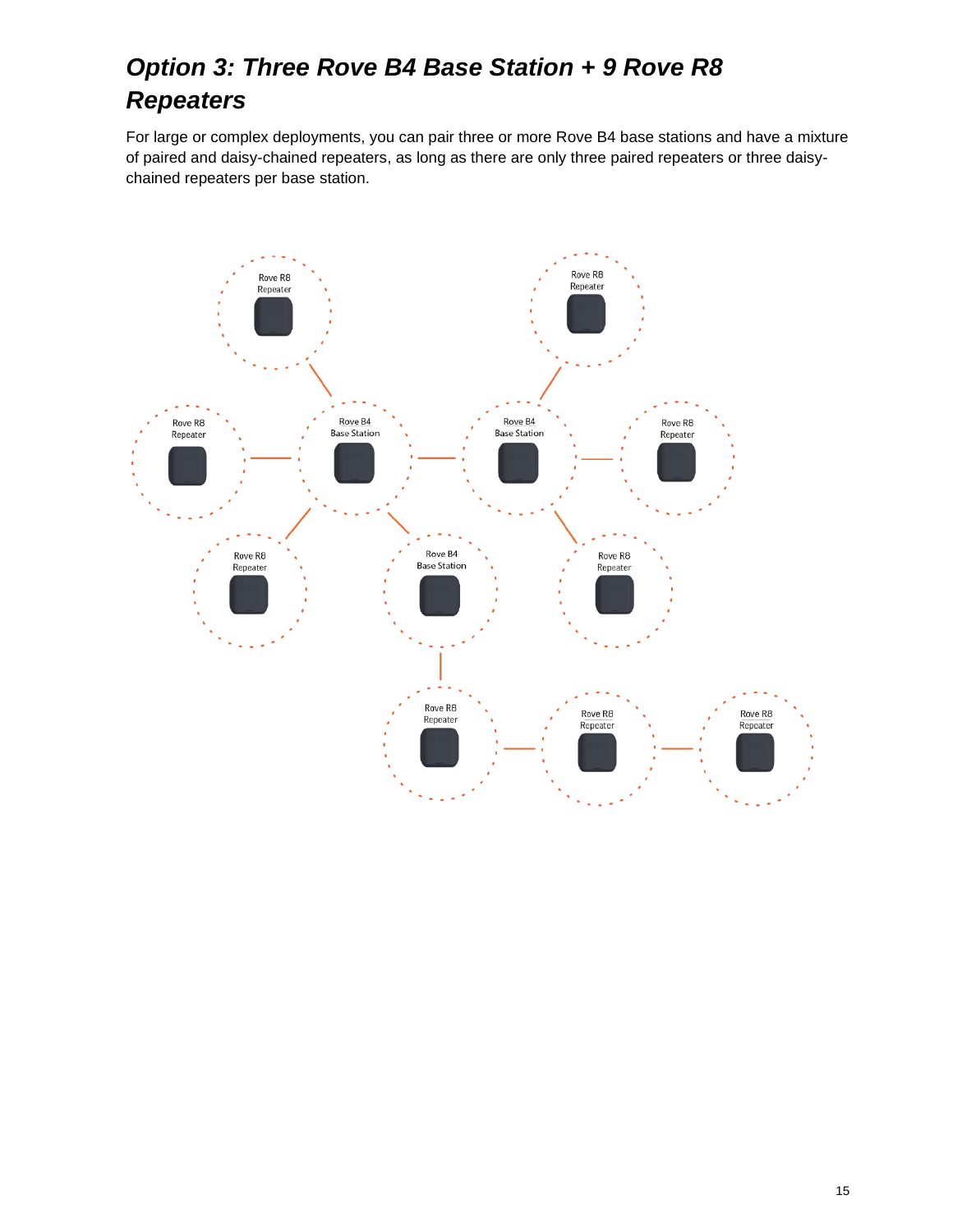## *Option 3: Three Rove B4 Base Station + 9 Rove R8 Repeaters*

For large or complex deployments, you can pair three or more Rove B4 base stations and have a mixture of paired and daisy-chained repeaters, as long as there are only three paired repeaters or three daisy-chained repeaters per base station.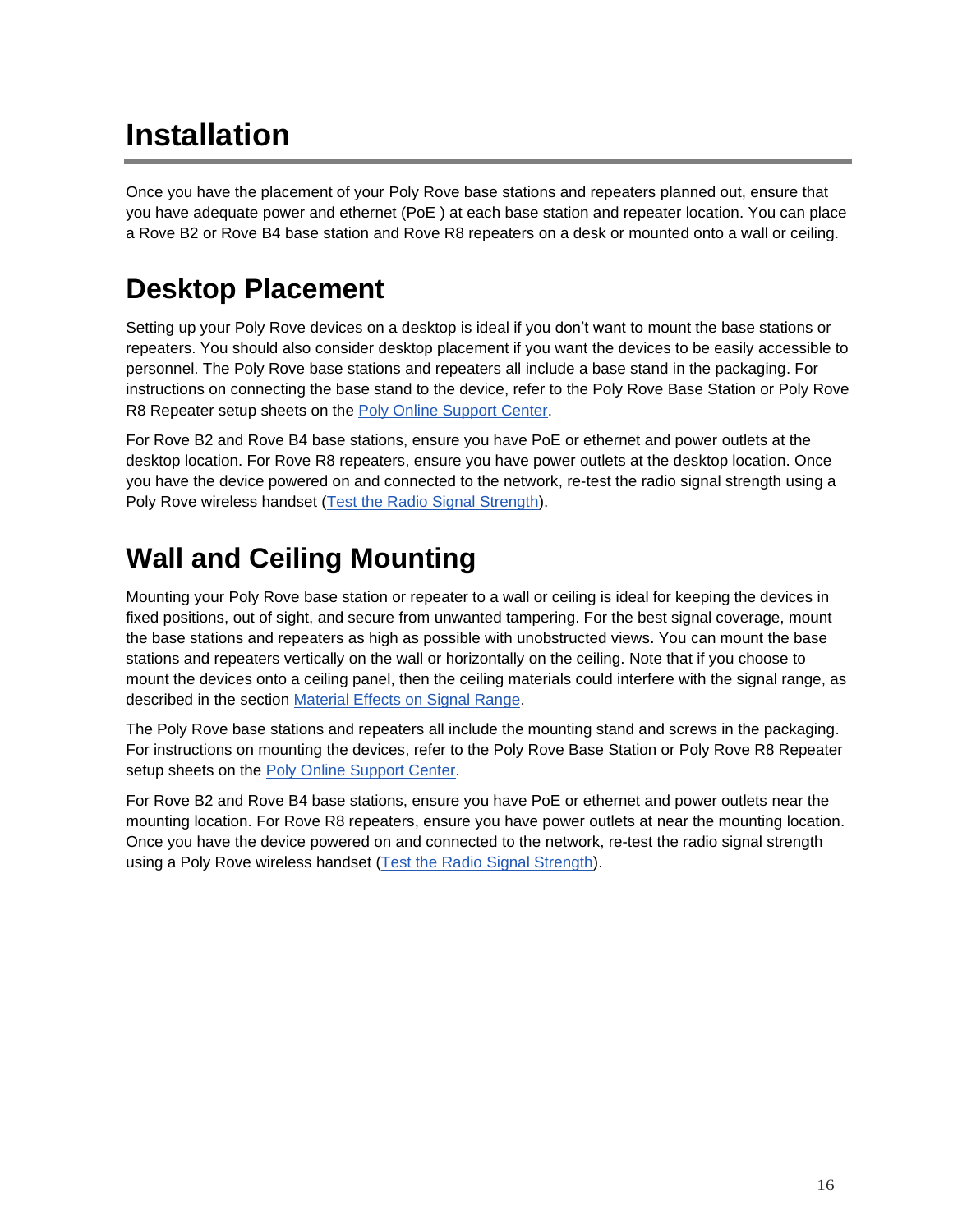# Installation

Once you have the placement of your Poly Rove base stations and repeaters planned out, ensure that you have adequate power and ethernet (PoE ) at each base station and repeater location. You can place a Rove B2 or Rove B4 base station and Rove R8 repeaters on a desk or mounted onto a wall or ceiling.

## Desktop Placement

Setting up your Poly Rove devices on a desktop is ideal if you don't want to mount the base stations or repeaters. You should also consider desktop placement if you want the devices to be easily accessible to personnel. The Poly Rove base stations and repeaters all include a base stand in the packaging. For instructions on connecting the base stand to the device, refer to the Poly Rove Base Station or Poly Rove R8 Repeater setup sheets on the Poly Online Support Center.

For Rove B2 and Rove B4 base stations, ensure you have PoE or ethernet and power outlets at the desktop location. For Rove R8 repeaters, ensure you have power outlets at the desktop location. Once you have the device powered on and connected to the network, re-test the radio signal strength using a Poly Rove wireless handset (Test the Radio Signal Strength).

## Wall and Ceiling Mounting

Mounting your Poly Rove base station or repeater to a wall or ceiling is ideal for keeping the devices in fixed positions, out of sight, and secure from unwanted tampering. For the best signal coverage, mount the base stations and repeaters as high as possible with unobstructed views. You can mount the base stations and repeaters vertically on the wall or horizontally on the ceiling. Note that if you choose to mount the devices onto a ceiling panel, then the ceiling materials could interfere with the signal range, as described in the section Material Effects on Signal Range.

The Poly Rove base stations and repeaters all include the mounting stand and screws in the packaging. For instructions on mounting the devices, refer to the Poly Rove Base Station or Poly Rove R8 Repeater setup sheets on the Poly Online Support Center.

For Rove B2 and Rove B4 base stations, ensure you have PoE or ethernet and power outlets near the mounting location. For Rove R8 repeaters, ensure you have power outlets at near the mounting location. Once you have the device powered on and connected to the network, re-test the radio signal strength using a Poly Rove wireless handset (Test the Radio Signal Strength).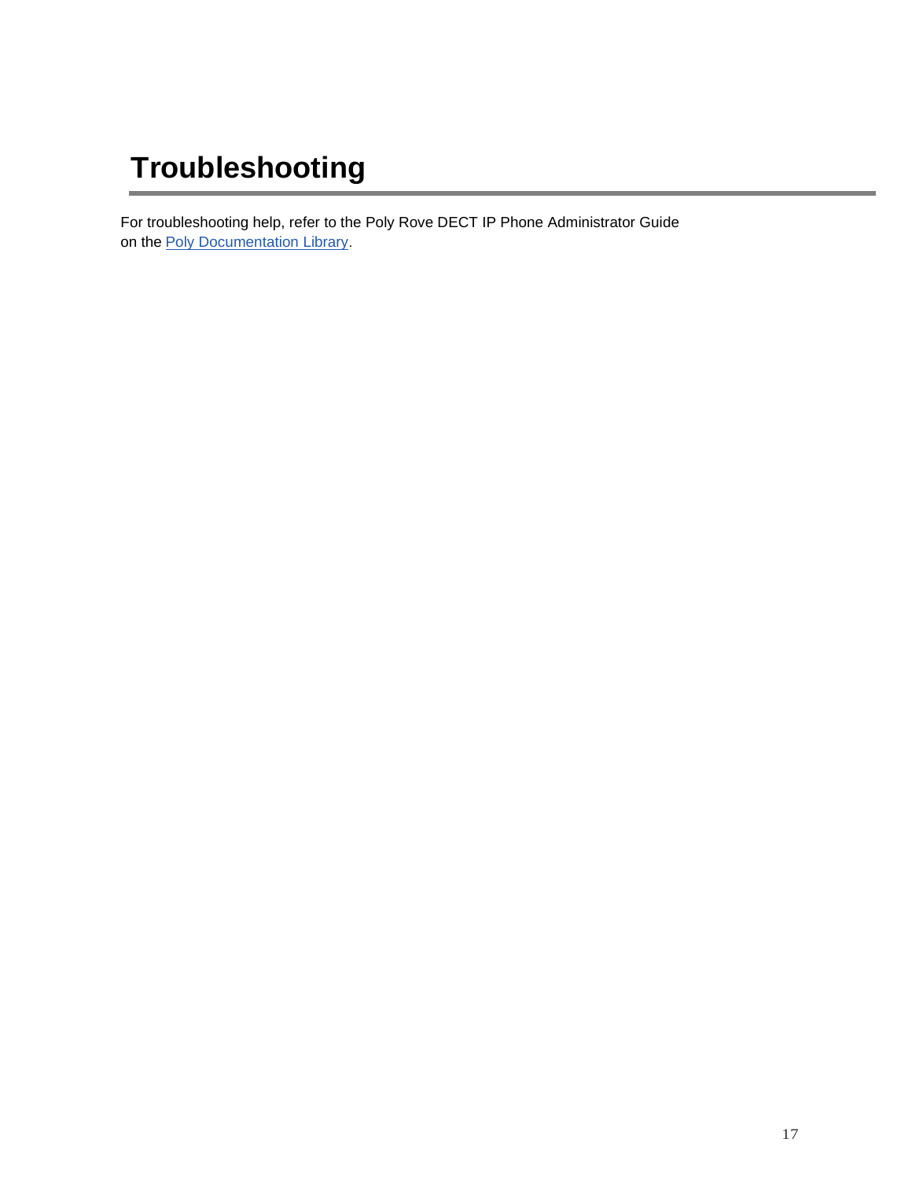# Troubleshooting

For troubleshooting help, refer to the Poly Rove DECT IP Phone Administrator Guide on the Poly Documentation Library.